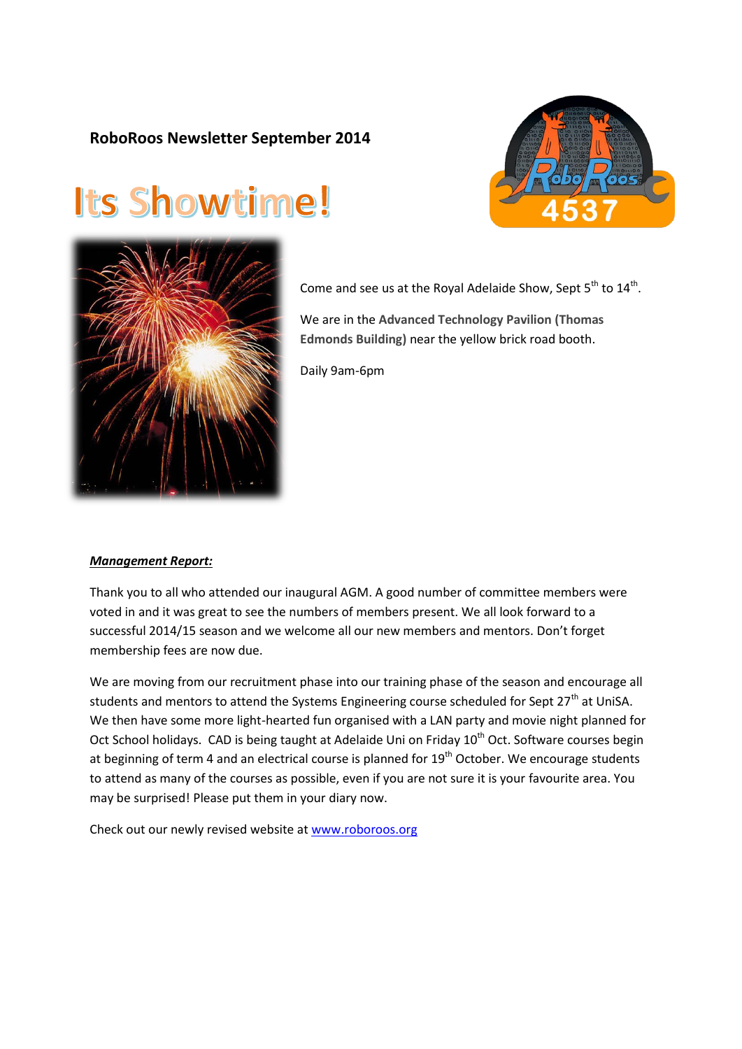**RoboRoos Newsletter September 2014**

# Its Showtime!

Come and see us at the Royal Adelaide Show, Sept 5th to 14th.

We are in the **Advanced Technology Pavilion (Thomas Edmonds Building)** near the yellow brick road booth.

Daily 9am-6pm

***Management Report:***

Thank you to all who attended our inaugural AGM. A good number of committee members were voted in and it was great to see the numbers of members present. We all look forward to a successful 2014/15 season and we welcome all our new members and mentors. Don't forget membership fees are now due.

We are moving from our recruitment phase into our training phase of the season and encourage all students and mentors to attend the Systems Engineering course scheduled for Sept 27th at UniSA. We then have some more light-hearted fun organised with a LAN party and movie night planned for Oct School holidays. CAD is being taught at Adelaide Uni on Friday 10th Oct. Software courses begin at beginning of term 4 and an electrical course is planned for 19th October. We encourage students to attend as many of the courses as possible, even if you are not sure it is your favourite area. You may be surprised! Please put them in your diary now.

Check out our newly revised website at www.roboroos.org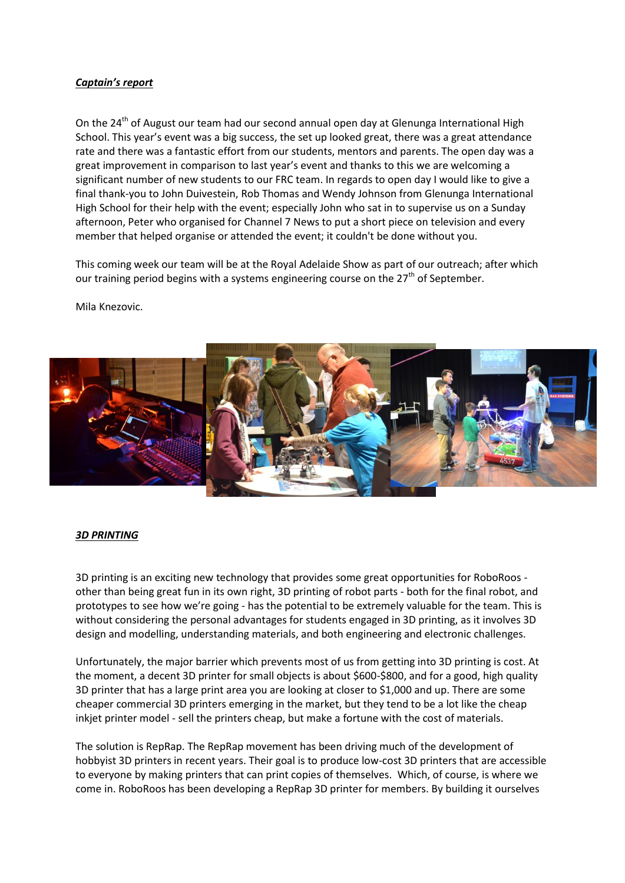***Captain's report***

On the 24th of August our team had our second annual open day at Glenunga International High School. This year's event was a big success, the set up looked great, there was a great attendance rate and there was a fantastic effort from our students, mentors and parents. The open day was a great improvement in comparison to last year's event and thanks to this we are welcoming a significant number of new students to our FRC team. In regards to open day I would like to give a final thank-you to John Duivestein, Rob Thomas and Wendy Johnson from Glenunga International High School for their help with the event; especially John who sat in to supervise us on a Sunday afternoon, Peter who organised for Channel 7 News to put a short piece on television and every member that helped organise or attended the event; it couldn't be done without you.

This coming week our team will be at the Royal Adelaide Show as part of our outreach; after which our training period begins with a systems engineering course on the 27th of September.

Mila Knezovic.

***3D PRINTING***

3D printing is an exciting new technology that provides some great opportunities for RoboRoos - other than being great fun in its own right, 3D printing of robot parts - both for the final robot, and prototypes to see how we're going - has the potential to be extremely valuable for the team. This is without considering the personal advantages for students engaged in 3D printing, as it involves 3D design and modelling, understanding materials, and both engineering and electronic challenges.

Unfortunately, the major barrier which prevents most of us from getting into 3D printing is cost. At the moment, a decent 3D printer for small objects is about $600-$800, and for a good, high quality 3D printer that has a large print area you are looking at closer to $1,000 and up. There are some cheaper commercial 3D printers emerging in the market, but they tend to be a lot like the cheap inkjet printer model - sell the printers cheap, but make a fortune with the cost of materials.

The solution is RepRap. The RepRap movement has been driving much of the development of hobbyist 3D printers in recent years. Their goal is to produce low-cost 3D printers that are accessible to everyone by making printers that can print copies of themselves. Which, of course, is where we come in. RoboRoos has been developing a RepRap 3D printer for members. By building it ourselves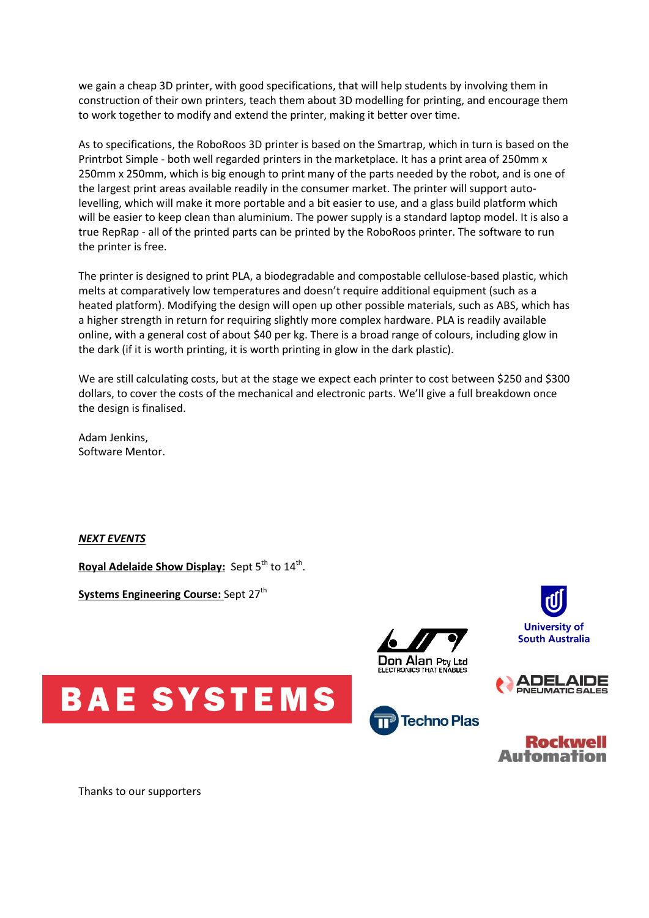we gain a cheap 3D printer, with good specifications, that will help students by involving them in construction of their own printers, teach them about 3D modelling for printing, and encourage them to work together to modify and extend the printer, making it better over time.

As to specifications, the RoboRoos 3D printer is based on the Smartrap, which in turn is based on the Printrbot Simple - both well regarded printers in the marketplace. It has a print area of 250mm x 250mm x 250mm, which is big enough to print many of the parts needed by the robot, and is one of the largest print areas available readily in the consumer market. The printer will support auto-levelling, which will make it more portable and a bit easier to use, and a glass build platform which will be easier to keep clean than aluminium. The power supply is a standard laptop model. It is also a true RepRap - all of the printed parts can be printed by the RoboRoos printer. The software to run the printer is free.

The printer is designed to print PLA, a biodegradable and compostable cellulose-based plastic, which melts at comparatively low temperatures and doesn't require additional equipment (such as a heated platform). Modifying the design will open up other possible materials, such as ABS, which has a higher strength in return for requiring slightly more complex hardware. PLA is readily available online, with a general cost of about $40 per kg. There is a broad range of colours, including glow in the dark (if it is worth printing, it is worth printing in glow in the dark plastic).

We are still calculating costs, but at the stage we expect each printer to cost between $250 and $300 dollars, to cover the costs of the mechanical and electronic parts. We'll give a full breakdown once the design is finalised.

Adam Jenkins,
Software Mentor.

***NEXT EVENTS***

**Royal Adelaide Show Display:** Sept 5th to 14th.

**Systems Engineering Course:** Sept 27th

Thanks to our supporters